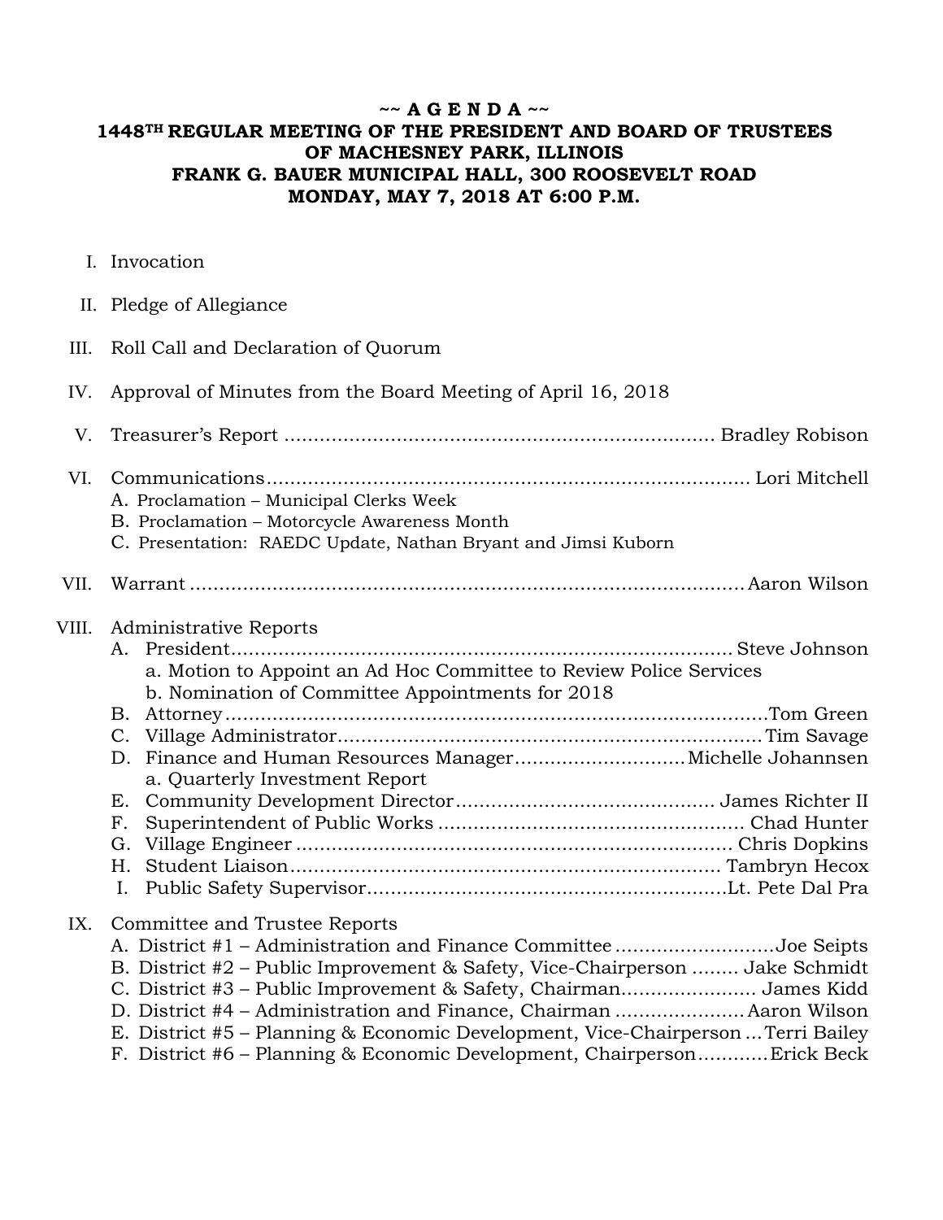# ~~ A G E N D A ~~

## 1448TH REGULAR MEETING OF THE PRESIDENT AND BOARD OF TRUSTEES OF MACHESNEY PARK, ILLINOIS FRANK G. BAUER MUNICIPAL HALL, 300 ROOSEVELT ROAD MONDAY, MAY 7, 2018 AT 6:00 P.M.

I. Invocation

II. Pledge of Allegiance

III. Roll Call and Declaration of Quorum

IV. Approval of Minutes from the Board Meeting of April 16, 2018

V. Treasurer's Report ........................................................................ Bradley Robison

VI. Communications ................................................................................ Lori Mitchell
   A. Proclamation – Municipal Clerks Week
   B. Proclamation – Motorcycle Awareness Month
   C. Presentation: RAEDC Update, Nathan Bryant and Jimsi Kuborn

VII. Warrant ............................................................................................ Aaron Wilson

VIII. Administrative Reports
   A. President .................................................................................... Steve Johnson
      a. Motion to Appoint an Ad Hoc Committee to Review Police Services
      b. Nomination of Committee Appointments for 2018
   B. Attorney ........................................................................................... Tom Green
   C. Village Administrator ........................................................................ Tim Savage
   D. Finance and Human Resources Manager ............................ Michelle Johannsen
      a. Quarterly Investment Report
   E. Community Development Director ........................................... James Richter II
   F. Superintendent of Public Works ................................................... Chad Hunter
   G. Village Engineer ........................................................................ Chris Dopkins
   H. Student Liaison ........................................................................ Tambryn Hecox
   I. Public Safety Supervisor ............................................................ Lt. Pete Dal Pra

IX. Committee and Trustee Reports
   A. District #1 – Administration and Finance Committee .......................... Joe Seipts
   B. District #2 – Public Improvement & Safety, Vice-Chairperson ........ Jake Schmidt
   C. District #3 – Public Improvement & Safety, Chairman ....................... James Kidd
   D. District #4 – Administration and Finance, Chairman ...................... Aaron Wilson
   E. District #5 – Planning & Economic Development, Vice-Chairperson ... Terri Bailey
   F. District #6 – Planning & Economic Development, Chairperson ............ Erick Beck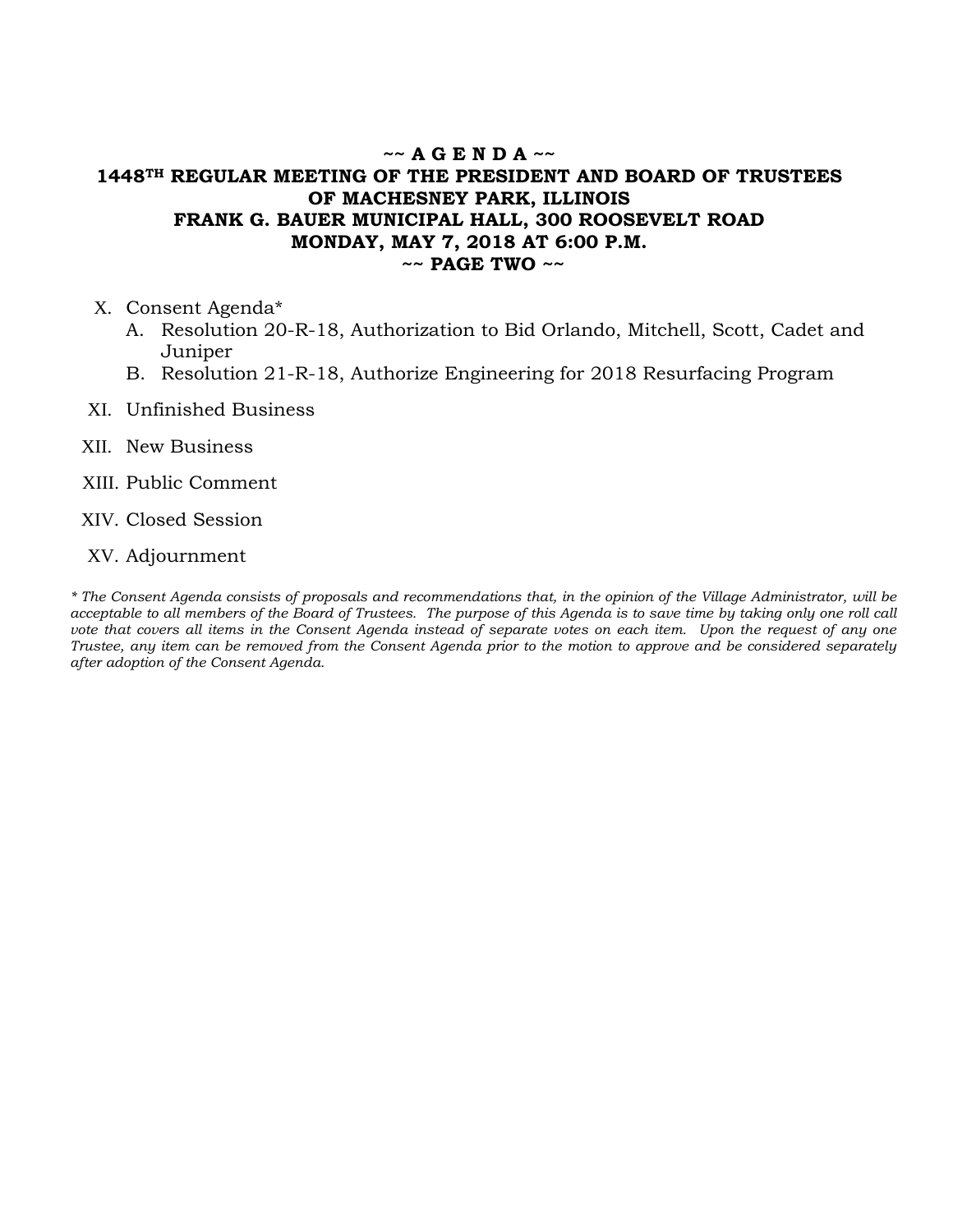**~~ A G E N D A ~~**
**1448TH REGULAR MEETING OF THE PRESIDENT AND BOARD OF TRUSTEES**
**OF MACHESNEY PARK, ILLINOIS**
**FRANK G. BAUER MUNICIPAL HALL, 300 ROOSEVELT ROAD**
**MONDAY, MAY 7, 2018 AT 6:00 P.M.**
**~~ PAGE TWO ~~**

X. Consent Agenda*
   A. Resolution 20-R-18, Authorization to Bid Orlando, Mitchell, Scott, Cadet and Juniper
   B. Resolution 21-R-18, Authorize Engineering for 2018 Resurfacing Program

XI. Unfinished Business

XII. New Business

XIII. Public Comment

XIV. Closed Session

XV. Adjournment

*\* The Consent Agenda consists of proposals and recommendations that, in the opinion of the Village Administrator, will be acceptable to all members of the Board of Trustees. The purpose of this Agenda is to save time by taking only one roll call vote that covers all items in the Consent Agenda instead of separate votes on each item. Upon the request of any one Trustee, any item can be removed from the Consent Agenda prior to the motion to approve and be considered separately after adoption of the Consent Agenda.*